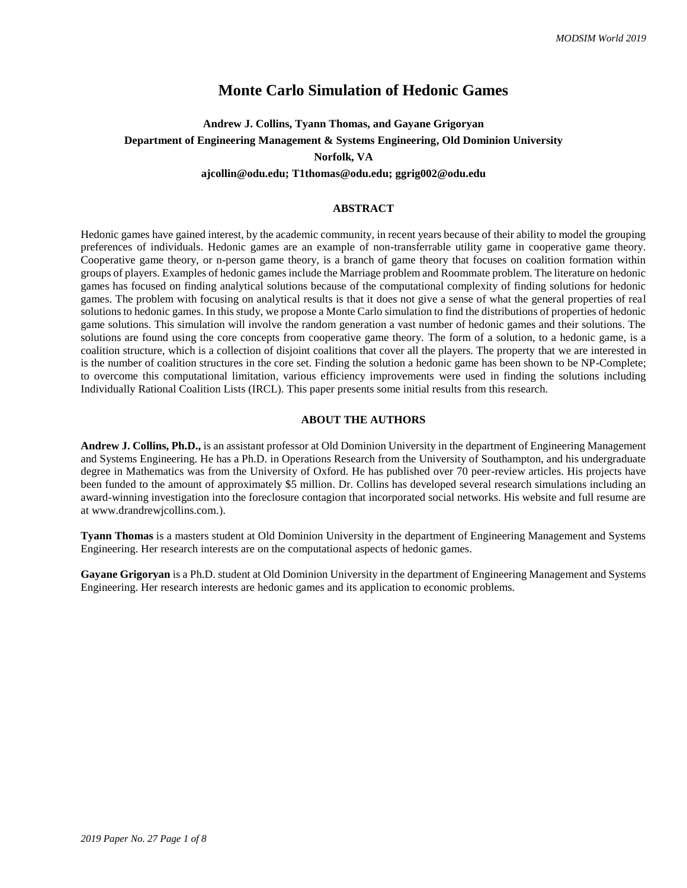# Monte Carlo Simulation of Hedonic Games

**Andrew J. Collins, Tyann Thomas, and Gayane Grigoryan**

**Department of Engineering Management & Systems Engineering, Old Dominion University**

**Norfolk, VA**

**ajcollin@odu.edu; T1thomas@odu.edu; ggrig002@odu.edu**

## ABSTRACT

Hedonic games have gained interest, by the academic community, in recent years because of their ability to model the grouping preferences of individuals. Hedonic games are an example of non-transferrable utility game in cooperative game theory. Cooperative game theory, or n-person game theory, is a branch of game theory that focuses on coalition formation within groups of players. Examples of hedonic games include the Marriage problem and Roommate problem. The literature on hedonic games has focused on finding analytical solutions because of the computational complexity of finding solutions for hedonic games. The problem with focusing on analytical results is that it does not give a sense of what the general properties of real solutions to hedonic games. In this study, we propose a Monte Carlo simulation to find the distributions of properties of hedonic game solutions. This simulation will involve the random generation a vast number of hedonic games and their solutions. The solutions are found using the core concepts from cooperative game theory. The form of a solution, to a hedonic game, is a coalition structure, which is a collection of disjoint coalitions that cover all the players. The property that we are interested in is the number of coalition structures in the core set. Finding the solution a hedonic game has been shown to be NP-Complete; to overcome this computational limitation, various efficiency improvements were used in finding the solutions including Individually Rational Coalition Lists (IRCL). This paper presents some initial results from this research.

## ABOUT THE AUTHORS

**Andrew J. Collins, Ph.D.,** is an assistant professor at Old Dominion University in the department of Engineering Management and Systems Engineering. He has a Ph.D. in Operations Research from the University of Southampton, and his undergraduate degree in Mathematics was from the University of Oxford. He has published over 70 peer-review articles. His projects have been funded to the amount of approximately $5 million. Dr. Collins has developed several research simulations including an award-winning investigation into the foreclosure contagion that incorporated social networks. His website and full resume are at www.drandrewjcollins.com.).

**Tyann Thomas** is a masters student at Old Dominion University in the department of Engineering Management and Systems Engineering. Her research interests are on the computational aspects of hedonic games.

**Gayane Grigoryan** is a Ph.D. student at Old Dominion University in the department of Engineering Management and Systems Engineering. Her research interests are hedonic games and its application to economic problems.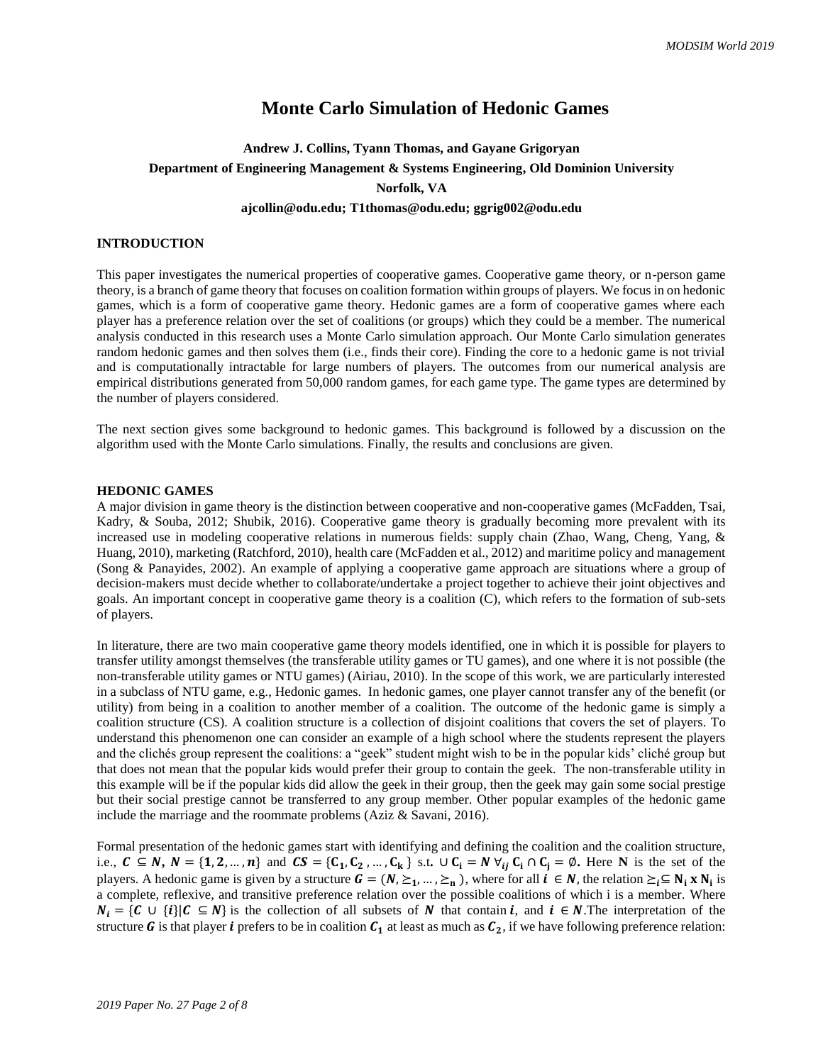# Monte Carlo Simulation of Hedonic Games

**Andrew J. Collins, Tyann Thomas, and Gayane Grigoryan**

**Department of Engineering Management & Systems Engineering, Old Dominion University**

**Norfolk, VA**

**ajcollin@odu.edu; T1thomas@odu.edu; ggrig002@odu.edu**

## INTRODUCTION

This paper investigates the numerical properties of cooperative games. Cooperative game theory, or n-person game theory, is a branch of game theory that focuses on coalition formation within groups of players. We focus in on hedonic games, which is a form of cooperative game theory. Hedonic games are a form of cooperative games where each player has a preference relation over the set of coalitions (or groups) which they could be a member. The numerical analysis conducted in this research uses a Monte Carlo simulation approach. Our Monte Carlo simulation generates random hedonic games and then solves them (i.e., finds their core). Finding the core to a hedonic game is not trivial and is computationally intractable for large numbers of players. The outcomes from our numerical analysis are empirical distributions generated from 50,000 random games, for each game type. The game types are determined by the number of players considered.

The next section gives some background to hedonic games. This background is followed by a discussion on the algorithm used with the Monte Carlo simulations. Finally, the results and conclusions are given.

## HEDONIC GAMES

A major division in game theory is the distinction between cooperative and non-cooperative games (McFadden, Tsai, Kadry, & Souba, 2012; Shubik, 2016). Cooperative game theory is gradually becoming more prevalent with its increased use in modeling cooperative relations in numerous fields: supply chain (Zhao, Wang, Cheng, Yang, & Huang, 2010), marketing (Ratchford, 2010), health care (McFadden et al., 2012) and maritime policy and management (Song & Panayides, 2002). An example of applying a cooperative game approach are situations where a group of decision-makers must decide whether to collaborate/undertake a project together to achieve their joint objectives and goals. An important concept in cooperative game theory is a coalition (C), which refers to the formation of sub-sets of players.

In literature, there are two main cooperative game theory models identified, one in which it is possible for players to transfer utility amongst themselves (the transferable utility games or TU games), and one where it is not possible (the non-transferable utility games or NTU games) (Airiau, 2010). In the scope of this work, we are particularly interested in a subclass of NTU game, e.g., Hedonic games. In hedonic games, one player cannot transfer any of the benefit (or utility) from being in a coalition to another member of a coalition. The outcome of the hedonic game is simply a coalition structure (CS). A coalition structure is a collection of disjoint coalitions that covers the set of players. To understand this phenomenon one can consider an example of a high school where the students represent the players and the clichés group represent the coalitions: a "geek" student might wish to be in the popular kids' cliché group but that does not mean that the popular kids would prefer their group to contain the geek. The non-transferable utility in this example will be if the popular kids did allow the geek in their group, then the geek may gain some social prestige but their social prestige cannot be transferred to any group member. Other popular examples of the hedonic game include the marriage and the roommate problems (Aziz & Savani, 2016).

Formal presentation of the hedonic games start with identifying and defining the coalition and the coalition structure, i.e., $\boldsymbol{C} \subseteq \boldsymbol{N}$, $\boldsymbol{N} = \{\mathbf{1}, \mathbf{2}, \dots, \boldsymbol{n}\}$ and $\boldsymbol{CS} = \{\mathbf{C_1}, \mathbf{C_2}, \dots, \mathbf{C_k}\}$ s.t. $\cup\, \mathbf{C_i} = \boldsymbol{N}\ \forall_{ij}\ \mathbf{C_i} \cap \mathbf{C_j} = \emptyset$. Here **N** is the set of the players. A hedonic game is given by a structure $\boldsymbol{G} = (\boldsymbol{N}, \succeq_1, \dots, \succeq_n)$, where for all $\boldsymbol{i} \in \boldsymbol{N}$, the relation $\succeq_i \subseteq \mathbf{N_i} \times \mathbf{N_i}$ is a complete, reflexive, and transitive preference relation over the possible coalitions of which i is a member. Where $\boldsymbol{N_i} = \{C \cup \{\boldsymbol{i}\} | \boldsymbol{C} \subseteq \boldsymbol{N}\}$ is the collection of all subsets of $\boldsymbol{N}$ that contain $\boldsymbol{i}$, and $\boldsymbol{i} \in \boldsymbol{N}$. The interpretation of the structure $\boldsymbol{G}$ is that player $\boldsymbol{i}$ prefers to be in coalition $\boldsymbol{C_1}$ at least as much as $\boldsymbol{C_2}$, if we have following preference relation: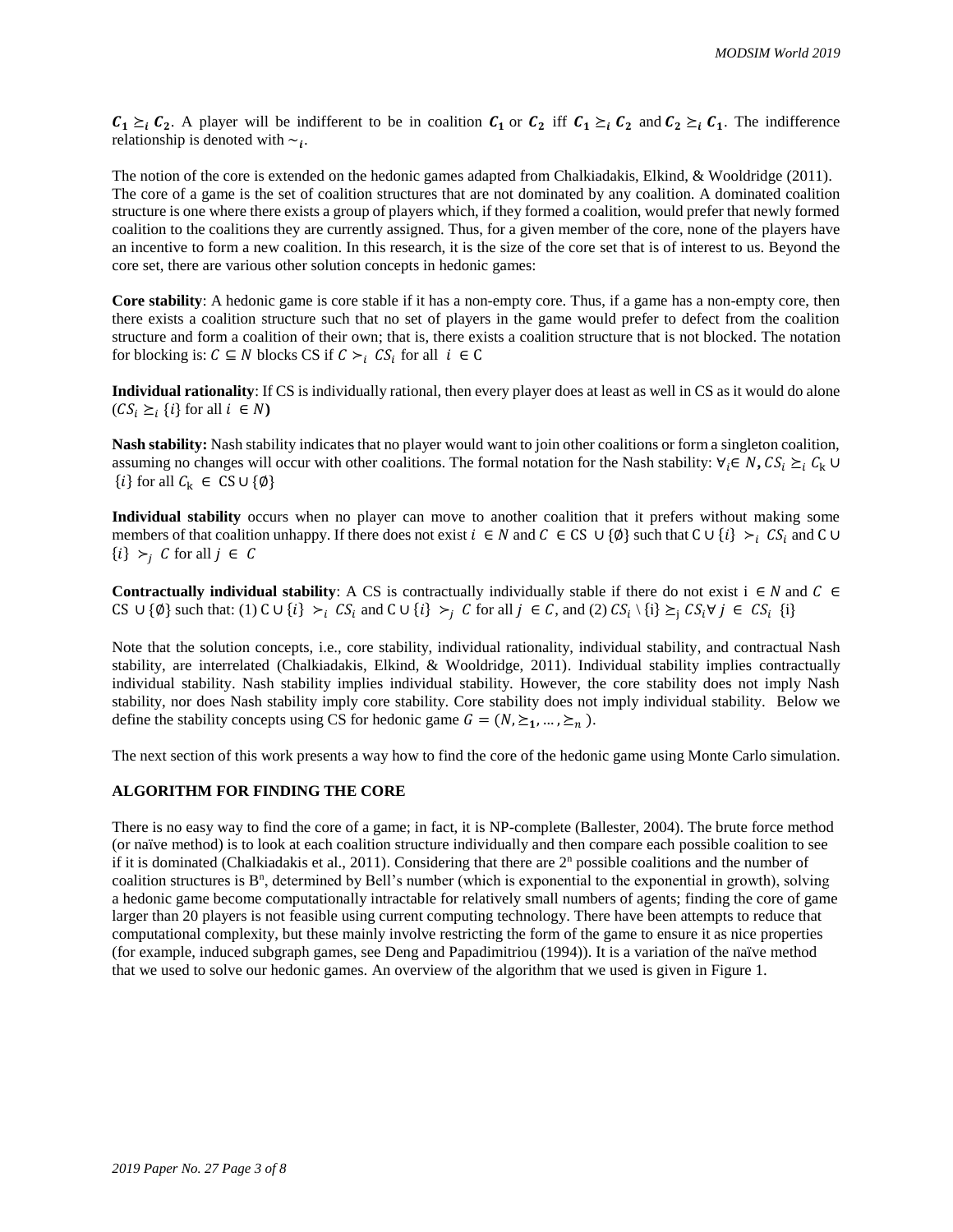$C_1 \succeq_i C_2$. A player will be indifferent to be in coalition $C_1$ or $C_2$ iff $C_1 \succeq_i C_2$ and $C_2 \succeq_i C_1$. The indifference relationship is denoted with $\sim_i$.

The notion of the core is extended on the hedonic games adapted from Chalkiadakis, Elkind, & Wooldridge (2011). The core of a game is the set of coalition structures that are not dominated by any coalition. A dominated coalition structure is one where there exists a group of players which, if they formed a coalition, would prefer that newly formed coalition to the coalitions they are currently assigned. Thus, for a given member of the core, none of the players have an incentive to form a new coalition. In this research, it is the size of the core set that is of interest to us. Beyond the core set, there are various other solution concepts in hedonic games:

**Core stability**: A hedonic game is core stable if it has a non-empty core. Thus, if a game has a non-empty core, then there exists a coalition structure such that no set of players in the game would prefer to defect from the coalition structure and form a coalition of their own; that is, there exists a coalition structure that is not blocked. The notation for blocking is: $C \subseteq N$ blocks CS if $C \succ_i CS_i$ for all $i \in C$

**Individual rationality**: If CS is individually rational, then every player does at least as well in CS as it would do alone ($CS_i \succeq_i \{i\}$ for all $i \in N$)

**Nash stability:** Nash stability indicates that no player would want to join other coalitions or form a singleton coalition, assuming no changes will occur with other coalitions. The formal notation for the Nash stability: $\forall_i \in N, CS_i \succeq_i C_k \cup \{i\}$ for all $C_k \in CS \cup \{\emptyset\}$

**Individual stability** occurs when no player can move to another coalition that it prefers without making some members of that coalition unhappy. If there does not exist $i \in N$ and $C \in CS \cup \{\emptyset\}$ such that $C \cup \{i\} \succ_i CS_i$ and $C \cup \{i\} \succ_j C$ for all $j \in C$

**Contractually individual stability**: A CS is contractually individually stable if there do not exist $i \in N$ and $C \in CS \cup \{\emptyset\}$ such that: (1) $C \cup \{i\} \succ_i CS_i$ and $C \cup \{i\} \succ_j C$ for all $j \in C$, and (2) $CS_i \setminus \{i\} \succeq_j CS_i \forall j \in CS_i$ {i}

Note that the solution concepts, i.e., core stability, individual rationality, individual stability, and contractual Nash stability, are interrelated (Chalkiadakis, Elkind, & Wooldridge, 2011). Individual stability implies contractually individual stability. Nash stability implies individual stability. However, the core stability does not imply Nash stability, nor does Nash stability imply core stability. Core stability does not imply individual stability. Below we define the stability concepts using CS for hedonic game $G = (N, \succeq_1, \ldots, \succeq_n)$.

The next section of this work presents a way how to find the core of the hedonic game using Monte Carlo simulation.

## ALGORITHM FOR FINDING THE CORE

There is no easy way to find the core of a game; in fact, it is NP-complete (Ballester, 2004). The brute force method (or naïve method) is to look at each coalition structure individually and then compare each possible coalition to see if it is dominated (Chalkiadakis et al., 2011). Considering that there are $2^n$ possible coalitions and the number of coalition structures is $B^n$, determined by Bell's number (which is exponential to the exponential in growth), solving a hedonic game become computationally intractable for relatively small numbers of agents; finding the core of game larger than 20 players is not feasible using current computing technology. There have been attempts to reduce that computational complexity, but these mainly involve restricting the form of the game to ensure it as nice properties (for example, induced subgraph games, see Deng and Papadimitriou (1994)). It is a variation of the naïve method that we used to solve our hedonic games. An overview of the algorithm that we used is given in Figure 1.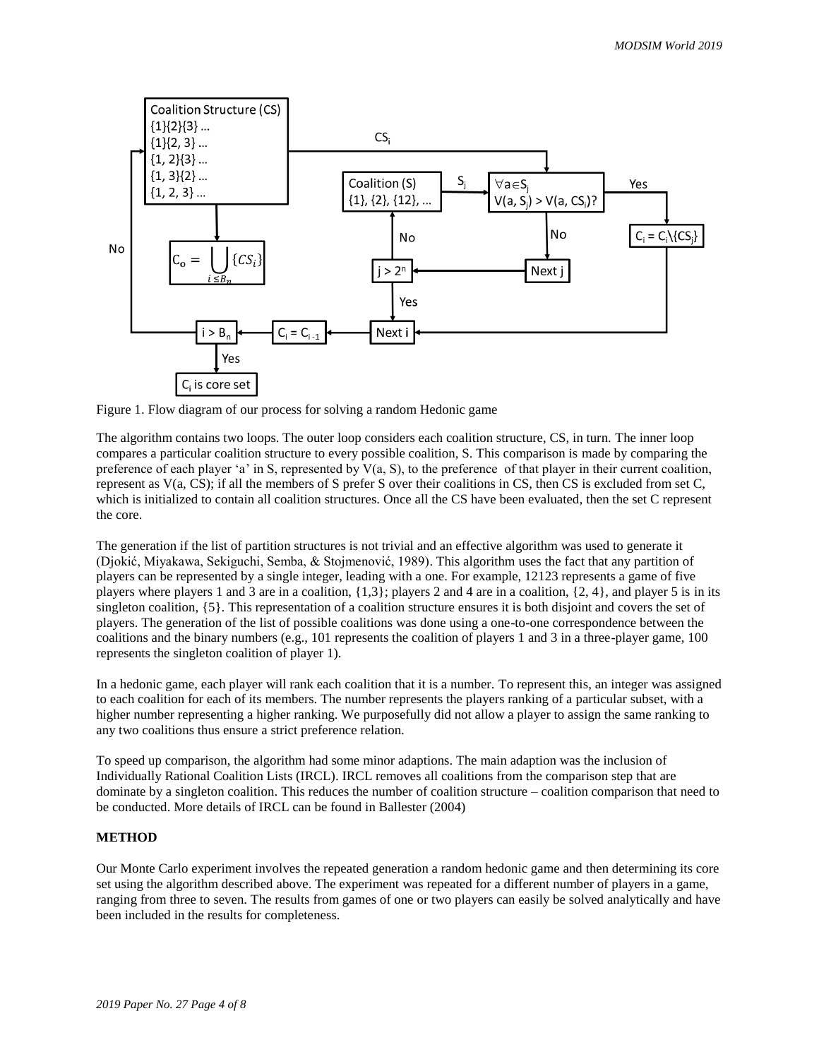Figure 1. Flow diagram of our process for solving a random Hedonic game

The algorithm contains two loops. The outer loop considers each coalition structure, CS, in turn. The inner loop compares a particular coalition structure to every possible coalition, S. This comparison is made by comparing the preference of each player 'a' in S, represented by V(a, S), to the preference of that player in their current coalition, represent as V(a, CS); if all the members of S prefer S over their coalitions in CS, then CS is excluded from set C, which is initialized to contain all coalition structures. Once all the CS have been evaluated, then the set C represent the core.

The generation if the list of partition structures is not trivial and an effective algorithm was used to generate it (Djokić, Miyakawa, Sekiguchi, Semba, & Stojmenović, 1989). This algorithm uses the fact that any partition of players can be represented by a single integer, leading with a one. For example, 12123 represents a game of five players where players 1 and 3 are in a coalition, {1,3}; players 2 and 4 are in a coalition, {2, 4}, and player 5 is in its singleton coalition, {5}. This representation of a coalition structure ensures it is both disjoint and covers the set of players. The generation of the list of possible coalitions was done using a one-to-one correspondence between the coalitions and the binary numbers (e.g., 101 represents the coalition of players 1 and 3 in a three-player game, 100 represents the singleton coalition of player 1).

In a hedonic game, each player will rank each coalition that it is a number. To represent this, an integer was assigned to each coalition for each of its members. The number represents the players ranking of a particular subset, with a higher number representing a higher ranking. We purposefully did not allow a player to assign the same ranking to any two coalitions thus ensure a strict preference relation.

To speed up comparison, the algorithm had some minor adaptions. The main adaption was the inclusion of Individually Rational Coalition Lists (IRCL). IRCL removes all coalitions from the comparison step that are dominate by a singleton coalition. This reduces the number of coalition structure – coalition comparison that need to be conducted. More details of IRCL can be found in Ballester (2004)

## METHOD

Our Monte Carlo experiment involves the repeated generation a random hedonic game and then determining its core set using the algorithm described above. The experiment was repeated for a different number of players in a game, ranging from three to seven. The results from games of one or two players can easily be solved analytically and have been included in the results for completeness.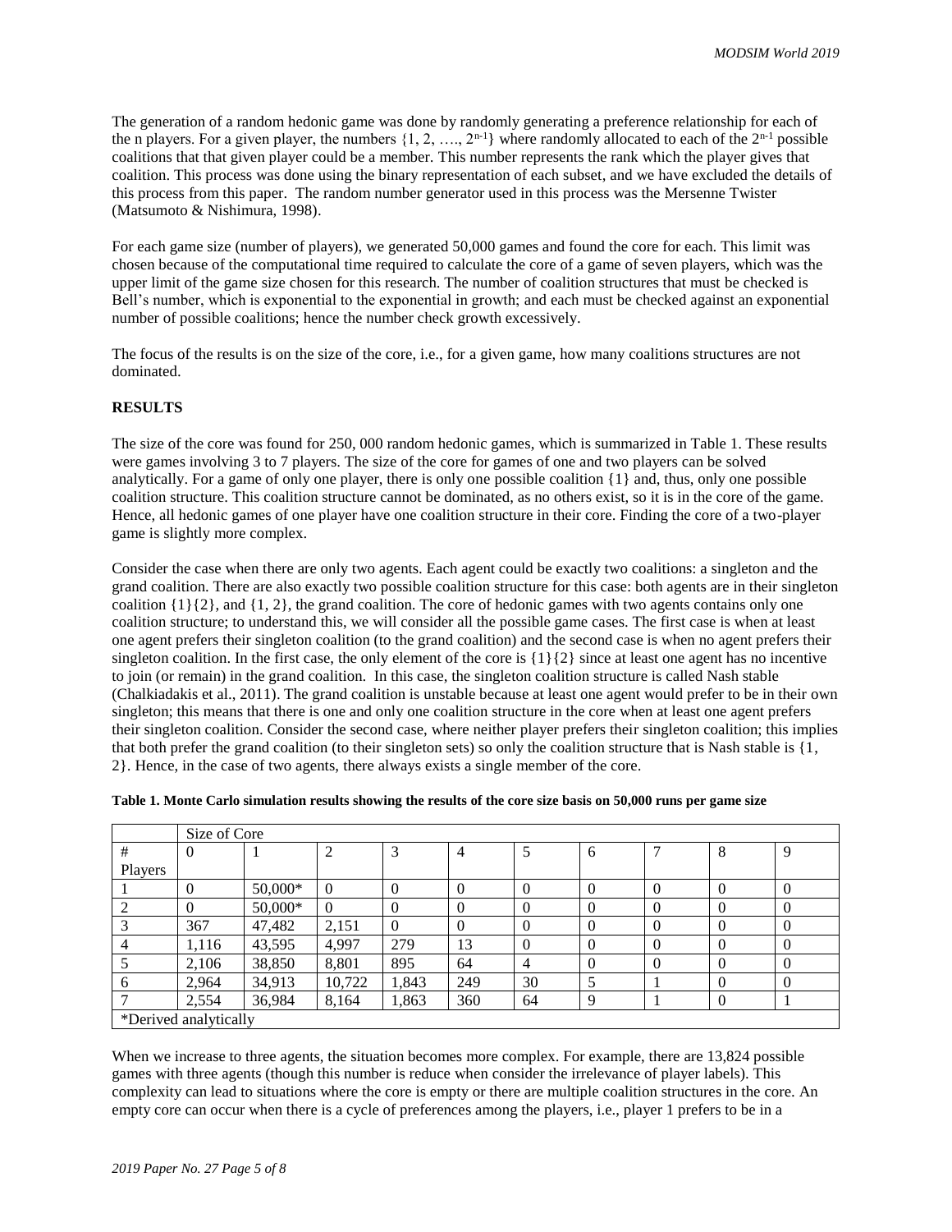The generation of a random hedonic game was done by randomly generating a preference relationship for each of the n players. For a given player, the numbers $\{1, 2, \ldots, 2^{n-1}\}$ where randomly allocated to each of the $2^{n-1}$ possible coalitions that that given player could be a member. This number represents the rank which the player gives that coalition. This process was done using the binary representation of each subset, and we have excluded the details of this process from this paper. The random number generator used in this process was the Mersenne Twister (Matsumoto & Nishimura, 1998).

For each game size (number of players), we generated 50,000 games and found the core for each. This limit was chosen because of the computational time required to calculate the core of a game of seven players, which was the upper limit of the game size chosen for this research. The number of coalition structures that must be checked is Bell's number, which is exponential to the exponential in growth; and each must be checked against an exponential number of possible coalitions; hence the number check growth excessively.

The focus of the results is on the size of the core, i.e., for a given game, how many coalitions structures are not dominated.

## RESULTS

The size of the core was found for 250, 000 random hedonic games, which is summarized in Table 1. These results were games involving 3 to 7 players. The size of the core for games of one and two players can be solved analytically. For a game of only one player, there is only one possible coalition {1} and, thus, only one possible coalition structure. This coalition structure cannot be dominated, as no others exist, so it is in the core of the game. Hence, all hedonic games of one player have one coalition structure in their core. Finding the core of a two-player game is slightly more complex.

Consider the case when there are only two agents. Each agent could be exactly two coalitions: a singleton and the grand coalition. There are also exactly two possible coalition structure for this case: both agents are in their singleton coalition {1}{2}, and {1, 2}, the grand coalition. The core of hedonic games with two agents contains only one coalition structure; to understand this, we will consider all the possible game cases. The first case is when at least one agent prefers their singleton coalition (to the grand coalition) and the second case is when no agent prefers their singleton coalition. In the first case, the only element of the core is {1}{2} since at least one agent has no incentive to join (or remain) in the grand coalition. In this case, the singleton coalition structure is called Nash stable (Chalkiadakis et al., 2011). The grand coalition is unstable because at least one agent would prefer to be in their own singleton; this means that there is one and only one coalition structure in the core when at least one agent prefers their singleton coalition. Consider the second case, where neither player prefers their singleton coalition; this implies that both prefer the grand coalition (to their singleton sets) so only the coalition structure that is Nash stable is {1, 2}. Hence, in the case of two agents, there always exists a single member of the core.

**Table 1. Monte Carlo simulation results showing the results of the core size basis on 50,000 runs per game size**

| | Size of Core | | | | | | | | | |
|---|---|---|---|---|---|---|---|---|---|---|
| # Players | 0 | 1 | 2 | 3 | 4 | 5 | 6 | 7 | 8 | 9 |
| 1 | 0 | 50,000* | 0 | 0 | 0 | 0 | 0 | 0 | 0 | 0 |
| 2 | 0 | 50,000* | 0 | 0 | 0 | 0 | 0 | 0 | 0 | 0 |
| 3 | 367 | 47,482 | 2,151 | 0 | 0 | 0 | 0 | 0 | 0 | 0 |
| 4 | 1,116 | 43,595 | 4,997 | 279 | 13 | 0 | 0 | 0 | 0 | 0 |
| 5 | 2,106 | 38,850 | 8,801 | 895 | 64 | 4 | 0 | 0 | 0 | 0 |
| 6 | 2,964 | 34,913 | 10,722 | 1,843 | 249 | 30 | 5 | 1 | 0 | 0 |
| 7 | 2,554 | 36,984 | 8,164 | 1,863 | 360 | 64 | 9 | 1 | 0 | 1 |
| *Derived analytically | | | | | | | | | | |

When we increase to three agents, the situation becomes more complex. For example, there are 13,824 possible games with three agents (though this number is reduce when consider the irrelevance of player labels). This complexity can lead to situations where the core is empty or there are multiple coalition structures in the core. An empty core can occur when there is a cycle of preferences among the players, i.e., player 1 prefers to be in a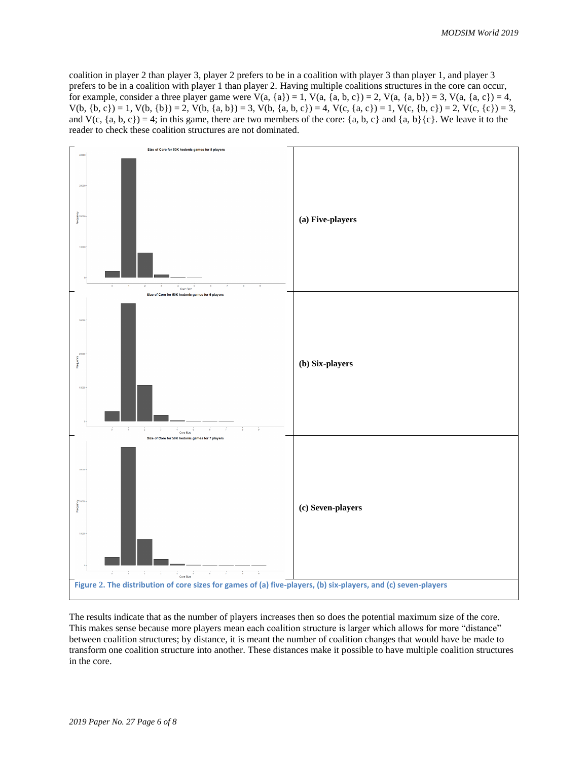coalition in player 2 than player 3, player 2 prefers to be in a coalition with player 3 than player 1, and player 3 prefers to be in a coalition with player 1 than player 2. Having multiple coalitions structures in the core can occur, for example, consider a three player game were V(a, {a}) = 1, V(a, {a, b, c}) = 2, V(a, {a, b}) = 3, V(a, {a, c}) = 4, V(b, {b, c}) = 1, V(b, {b}) = 2, V(b, {a, b}) = 3, V(b, {a, b, c}) = 4, V(c, {a, c}) = 1, V(c, {b, c}) = 2, V(c, {c}) = 3, and V(c, {a, b, c}) = 4; in this game, there are two members of the core: {a, b, c} and {a, b}{c}. We leave it to the reader to check these coalition structures are not dominated.

| | |
|---|---|
| | **(a) Five-players** |
| | **(b) Six-players** |
| | **(c) Seven-players** |

**Figure 2. The distribution of core sizes for games of (a) five-players, (b) six-players, and (c) seven-players**

The results indicate that as the number of players increases then so does the potential maximum size of the core. This makes sense because more players mean each coalition structure is larger which allows for more "distance" between coalition structures; by distance, it is meant the number of coalition changes that would have be made to transform one coalition structure into another. These distances make it possible to have multiple coalition structures in the core.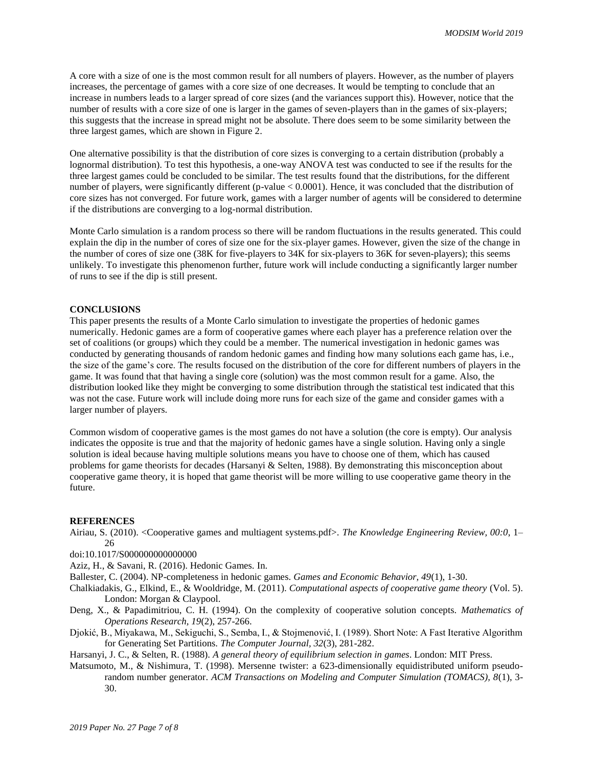A core with a size of one is the most common result for all numbers of players. However, as the number of players increases, the percentage of games with a core size of one decreases. It would be tempting to conclude that an increase in numbers leads to a larger spread of core sizes (and the variances support this). However, notice that the number of results with a core size of one is larger in the games of seven-players than in the games of six-players; this suggests that the increase in spread might not be absolute. There does seem to be some similarity between the three largest games, which are shown in Figure 2.

One alternative possibility is that the distribution of core sizes is converging to a certain distribution (probably a lognormal distribution). To test this hypothesis, a one-way ANOVA test was conducted to see if the results for the three largest games could be concluded to be similar. The test results found that the distributions, for the different number of players, were significantly different (p-value < 0.0001). Hence, it was concluded that the distribution of core sizes has not converged. For future work, games with a larger number of agents will be considered to determine if the distributions are converging to a log-normal distribution.

Monte Carlo simulation is a random process so there will be random fluctuations in the results generated. This could explain the dip in the number of cores of size one for the six-player games. However, given the size of the change in the number of cores of size one (38K for five-players to 34K for six-players to 36K for seven-players); this seems unlikely. To investigate this phenomenon further, future work will include conducting a significantly larger number of runs to see if the dip is still present.

## CONCLUSIONS

This paper presents the results of a Monte Carlo simulation to investigate the properties of hedonic games numerically. Hedonic games are a form of cooperative games where each player has a preference relation over the set of coalitions (or groups) which they could be a member. The numerical investigation in hedonic games was conducted by generating thousands of random hedonic games and finding how many solutions each game has, i.e., the size of the game's core. The results focused on the distribution of the core for different numbers of players in the game. It was found that that having a single core (solution) was the most common result for a game. Also, the distribution looked like they might be converging to some distribution through the statistical test indicated that this was not the case. Future work will include doing more runs for each size of the game and consider games with a larger number of players.

Common wisdom of cooperative games is the most games do not have a solution (the core is empty). Our analysis indicates the opposite is true and that the majority of hedonic games have a single solution. Having only a single solution is ideal because having multiple solutions means you have to choose one of them, which has caused problems for game theorists for decades (Harsanyi & Selten, 1988). By demonstrating this misconception about cooperative game theory, it is hoped that game theorist will be more willing to use cooperative game theory in the future.

## REFERENCES

Airiau, S. (2010). <Cooperative games and multiagent systems.pdf>. *The Knowledge Engineering Review, 00:0*, 1–26

doi:10.1017/S000000000000000

Aziz, H., & Savani, R. (2016). Hedonic Games. In.

Ballester, C. (2004). NP-completeness in hedonic games. *Games and Economic Behavior, 49*(1), 1-30.

Chalkiadakis, G., Elkind, E., & Wooldridge, M. (2011). *Computational aspects of cooperative game theory* (Vol. 5). London: Morgan & Claypool.

Deng, X., & Papadimitriou, C. H. (1994). On the complexity of cooperative solution concepts. *Mathematics of Operations Research, 19*(2), 257-266.

Djokić, B., Miyakawa, M., Sekiguchi, S., Semba, I., & Stojmenović, I. (1989). Short Note: A Fast Iterative Algorithm for Generating Set Partitions. *The Computer Journal, 32*(3), 281-282.

Harsanyi, J. C., & Selten, R. (1988). *A general theory of equilibrium selection in games*. London: MIT Press.

Matsumoto, M., & Nishimura, T. (1998). Mersenne twister: a 623-dimensionally equidistributed uniform pseudo-random number generator. *ACM Transactions on Modeling and Computer Simulation (TOMACS), 8*(1), 3-30.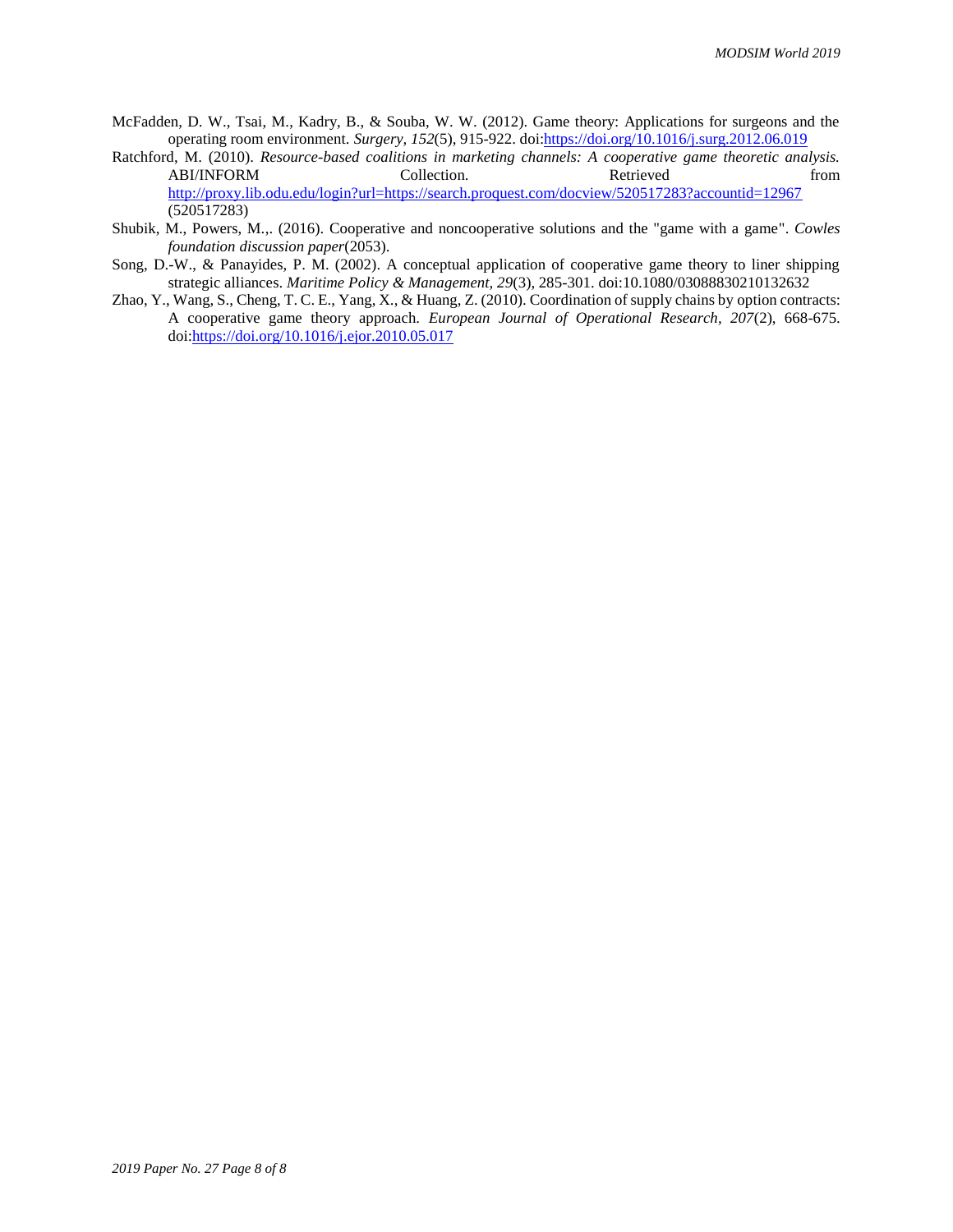McFadden, D. W., Tsai, M., Kadry, B., & Souba, W. W. (2012). Game theory: Applications for surgeons and the operating room environment. *Surgery, 152*(5), 915-922. doi:https://doi.org/10.1016/j.surg.2012.06.019

Ratchford, M. (2010). *Resource-based coalitions in marketing channels: A cooperative game theoretic analysis.* ABI/INFORM Collection. Retrieved from http://proxy.lib.odu.edu/login?url=https://search.proquest.com/docview/520517283?accountid=12967 (520517283)

Shubik, M., Powers, M.,. (2016). Cooperative and noncooperative solutions and the "game with a game". *Cowles foundation discussion paper*(2053).

Song, D.-W., & Panayides, P. M. (2002). A conceptual application of cooperative game theory to liner shipping strategic alliances. *Maritime Policy & Management, 29*(3), 285-301. doi:10.1080/03088830210132632

Zhao, Y., Wang, S., Cheng, T. C. E., Yang, X., & Huang, Z. (2010). Coordination of supply chains by option contracts: A cooperative game theory approach. *European Journal of Operational Research, 207*(2), 668-675. doi:https://doi.org/10.1016/j.ejor.2010.05.017